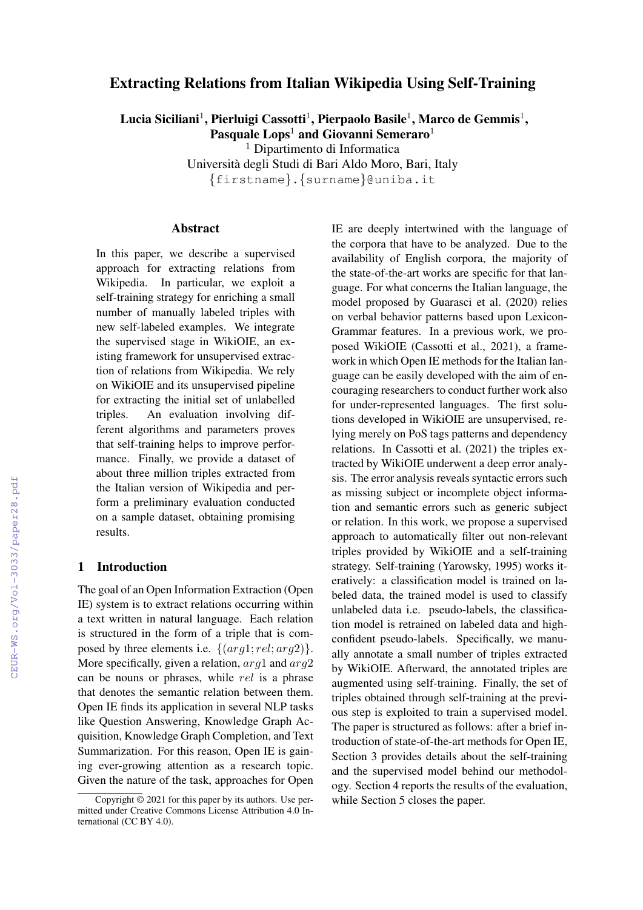# Extracting Relations from Italian Wikipedia Using Self-Training

**Lucia Siciliani[1], Pierluigi Cassotti[1], Pierpaolo Basile[1], Marco de Gemmis[1], Pasquale Lops[1] and Giovanni Semeraro[1]**

[1] Dipartimento di Informatica
Università degli Studi di Bari Aldo Moro, Bari, Italy
{firstname}.{surname}@uniba.it

## Abstract

In this paper, we describe a supervised approach for extracting relations from Wikipedia. In particular, we exploit a self-training strategy for enriching a small number of manually labeled triples with new self-labeled examples. We integrate the supervised stage in WikiOIE, an existing framework for unsupervised extraction of relations from Wikipedia. We rely on WikiOIE and its unsupervised pipeline for extracting the initial set of unlabelled triples. An evaluation involving different algorithms and parameters proves that self-training helps to improve performance. Finally, we provide a dataset of about three million triples extracted from the Italian version of Wikipedia and perform a preliminary evaluation conducted on a sample dataset, obtaining promising results.

## 1 Introduction

The goal of an Open Information Extraction (Open IE) system is to extract relations occurring within a text written in natural language. Each relation is structured in the form of a triple that is composed by three elements i.e. $\{(arg1; rel; arg2)\}$. More specifically, given a relation, $arg1$ and $arg2$ can be nouns or phrases, while $rel$ is a phrase that denotes the semantic relation between them. Open IE finds its application in several NLP tasks like Question Answering, Knowledge Graph Acquisition, Knowledge Graph Completion, and Text Summarization. For this reason, Open IE is gaining ever-growing attention as a research topic. Given the nature of the task, approaches for Open IE are deeply intertwined with the language of the corpora that have to be analyzed. Due to the availability of English corpora, the majority of the state-of-the-art works are specific for that language. For what concerns the Italian language, the model proposed by Guarasci et al. (2020) relies on verbal behavior patterns based upon Lexicon-Grammar features. In a previous work, we proposed WikiOIE (Cassotti et al., 2021), a framework in which Open IE methods for the Italian language can be easily developed with the aim of encouraging researchers to conduct further work also for under-represented languages. The first solutions developed in WikiOIE are unsupervised, relying merely on PoS tags patterns and dependency relations. In Cassotti et al. (2021) the triples extracted by WikiOIE underwent a deep error analysis. The error analysis reveals syntactic errors such as missing subject or incomplete object information and semantic errors such as generic subject or relation. In this work, we propose a supervised approach to automatically filter out non-relevant triples provided by WikiOIE and a self-training strategy. Self-training (Yarowsky, 1995) works iteratively: a classification model is trained on labeled data, the trained model is used to classify unlabeled data i.e. pseudo-labels, the classification model is retrained on labeled data and high-confident pseudo-labels. Specifically, we manually annotate a small number of triples extracted by WikiOIE. Afterward, the annotated triples are augmented using self-training. Finally, the set of triples obtained through self-training at the previous step is exploited to train a supervised model. The paper is structured as follows: after a brief introduction of state-of-the-art methods for Open IE, Section 3 provides details about the self-training and the supervised model behind our methodology. Section 4 reports the results of the evaluation, while Section 5 closes the paper.

Copyright © 2021 for this paper by its authors. Use permitted under Creative Commons License Attribution 4.0 International (CC BY 4.0).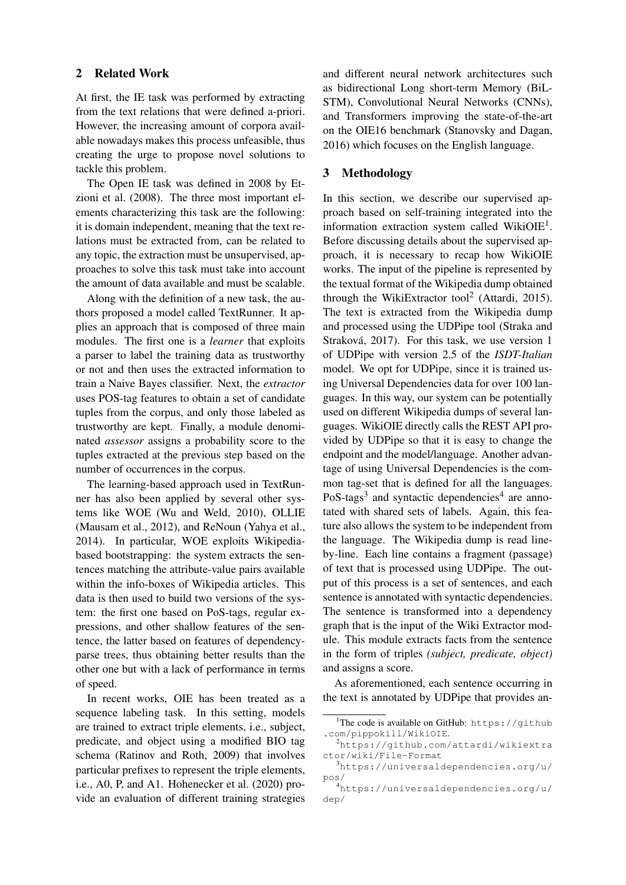## 2 Related Work

At first, the IE task was performed by extracting from the text relations that were defined a-priori. However, the increasing amount of corpora available nowadays makes this process unfeasible, thus creating the urge to propose novel solutions to tackle this problem.

The Open IE task was defined in 2008 by Etzioni et al. (2008). The three most important elements characterizing this task are the following: it is domain independent, meaning that the text relations must be extracted from, can be related to any topic, the extraction must be unsupervised, approaches to solve this task must take into account the amount of data available and must be scalable.

Along with the definition of a new task, the authors proposed a model called TextRunner. It applies an approach that is composed of three main modules. The first one is a *learner* that exploits a parser to label the training data as trustworthy or not and then uses the extracted information to train a Naive Bayes classifier. Next, the *extractor* uses POS-tag features to obtain a set of candidate tuples from the corpus, and only those labeled as trustworthy are kept. Finally, a module denominated *assessor* assigns a probability score to the tuples extracted at the previous step based on the number of occurrences in the corpus.

The learning-based approach used in TextRunner has also been applied by several other systems like WOE (Wu and Weld, 2010), OLLIE (Mausam et al., 2012), and ReNoun (Yahya et al., 2014). In particular, WOE exploits Wikipedia-based bootstrapping: the system extracts the sentences matching the attribute-value pairs available within the info-boxes of Wikipedia articles. This data is then used to build two versions of the system: the first one based on PoS-tags, regular expressions, and other shallow features of the sentence, the latter based on features of dependency-parse trees, thus obtaining better results than the other one but with a lack of performance in terms of speed.

In recent works, OIE has been treated as a sequence labeling task. In this setting, models are trained to extract triple elements, i.e., subject, predicate, and object using a modified BIO tag schema (Ratinov and Roth, 2009) that involves particular prefixes to represent the triple elements, i.e., A0, P, and A1. Hohenecker et al. (2020) provide an evaluation of different training strategies and different neural network architectures such as bidirectional Long short-term Memory (BiLSTM), Convolutional Neural Networks (CNNs), and Transformers improving the state-of-the-art on the OIE16 benchmark (Stanovsky and Dagan, 2016) which focuses on the English language.

## 3 Methodology

In this section, we describe our supervised approach based on self-training integrated into the information extraction system called WikiOIE[1]. Before discussing details about the supervised approach, it is necessary to recap how WikiOIE works. The input of the pipeline is represented by the textual format of the Wikipedia dump obtained through the WikiExtractor tool[2] (Attardi, 2015). The text is extracted from the Wikipedia dump and processed using the UDPipe tool (Straka and Straková, 2017). For this task, we use version 1 of UDPipe with version 2.5 of the *ISDT-Italian* model. We opt for UDPipe, since it is trained using Universal Dependencies data for over 100 languages. In this way, our system can be potentially used on different Wikipedia dumps of several languages. WikiOIE directly calls the REST API provided by UDPipe so that it is easy to change the endpoint and the model/language. Another advantage of using Universal Dependencies is the common tag-set that is defined for all the languages. PoS-tags[3] and syntactic dependencies[4] are annotated with shared sets of labels. Again, this feature also allows the system to be independent from the language. The Wikipedia dump is read line-by-line. Each line contains a fragment (passage) of text that is processed using UDPipe. The output of this process is a set of sentences, and each sentence is annotated with syntactic dependencies. The sentence is transformed into a dependency graph that is the input of the Wiki Extractor module. This module extracts facts from the sentence in the form of triples *(subject, predicate, object)* and assigns a score.

As aforementioned, each sentence occurring in the text is annotated by UDPipe that provides an-

[1] The code is available on GitHub: https://github.com/pippokill/WikiOIE.

[2] https://github.com/attardi/wikiextractor/wiki/File-Format

[3] https://universaldependencies.org/u/pos/

[4] https://universaldependencies.org/u/dep/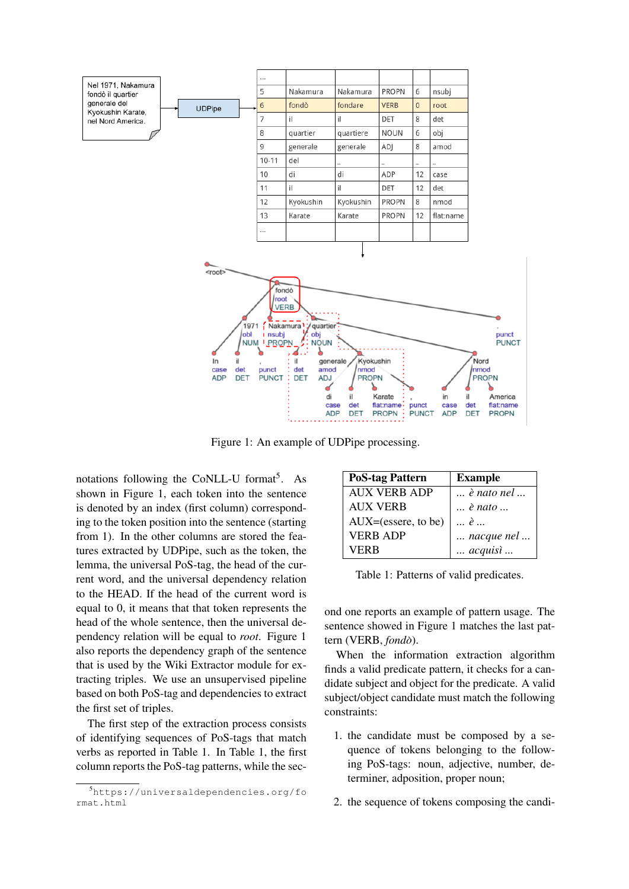Figure 1: An example of UDPipe processing.

notations following the CoNLL-U format[5]. As shown in Figure 1, each token into the sentence is denoted by an index (first column) corresponding to the token position into the sentence (starting from 1). In the other columns are stored the features extracted by UDPipe, such as the token, the lemma, the universal PoS-tag, the head of the current word, and the universal dependency relation to the HEAD. If the head of the current word is equal to 0, it means that that token represents the head of the whole sentence, then the universal dependency relation will be equal to *root*. Figure 1 also reports the dependency graph of the sentence that is used by the Wiki Extractor module for extracting triples. We use an unsupervised pipeline based on both PoS-tag and dependencies to extract the first set of triples.

The first step of the extraction process consists of identifying sequences of PoS-tags that match verbs as reported in Table 1. In Table 1, the first column reports the PoS-tag patterns, while the second one reports an example of pattern usage. The sentence showed in Figure 1 matches the last pattern (VERB, *fondò*).

| PoS-tag Pattern | Example |
|---|---|
| AUX VERB ADP | ... *è nato nel* ... |
| AUX VERB | ... *è nato* ... |
| AUX=(essere, to be) | ... *è* ... |
| VERB ADP | ... *nacque nel* ... |
| VERB | ... *acquisì* ... |

Table 1: Patterns of valid predicates.

When the information extraction algorithm finds a valid predicate pattern, it checks for a candidate subject and object for the predicate. A valid subject/object candidate must match the following constraints:

1. the candidate must be composed by a sequence of tokens belonging to the following PoS-tags: noun, adjective, number, determiner, adposition, proper noun;

2. the sequence of tokens composing the candi-

[5] https://universaldependencies.org/format.html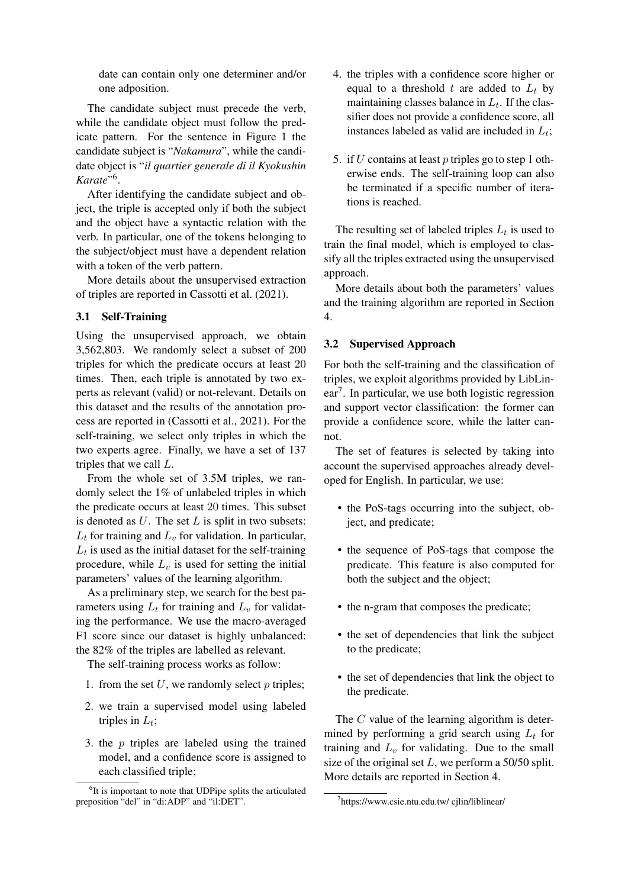date can contain only one determiner and/or one adposition.

The candidate subject must precede the verb, while the candidate object must follow the predicate pattern. For the sentence in Figure 1 the candidate subject is "*Nakamura*", while the candidate object is "*il quartier generale di il Kyokushin Karate*"[6].

After identifying the candidate subject and object, the triple is accepted only if both the subject and the object have a syntactic relation with the verb. In particular, one of the tokens belonging to the subject/object must have a dependent relation with a token of the verb pattern.

More details about the unsupervised extraction of triples are reported in Cassotti et al. (2021).

### 3.1 Self-Training

Using the unsupervised approach, we obtain 3,562,803. We randomly select a subset of 200 triples for which the predicate occurs at least 20 times. Then, each triple is annotated by two experts as relevant (valid) or not-relevant. Details on this dataset and the results of the annotation process are reported in (Cassotti et al., 2021). For the self-training, we select only triples in which the two experts agree. Finally, we have a set of 137 triples that we call $L$.

From the whole set of 3.5M triples, we randomly select the 1% of unlabeled triples in which the predicate occurs at least 20 times. This subset is denoted as $U$. The set $L$ is split in two subsets: $L_t$ for training and $L_v$ for validation. In particular, $L_t$ is used as the initial dataset for the self-training procedure, while $L_v$ is used for setting the initial parameters' values of the learning algorithm.

As a preliminary step, we search for the best parameters using $L_t$ for training and $L_v$ for validating the performance. We use the macro-averaged F1 score since our dataset is highly unbalanced: the 82% of the triples are labelled as relevant.

The self-training process works as follow:

1. from the set $U$, we randomly select $p$ triples;
2. we train a supervised model using labeled triples in $L_t$;
3. the $p$ triples are labeled using the trained model, and a confidence score is assigned to each classified triple;
4. the triples with a confidence score higher or equal to a threshold $t$ are added to $L_t$ by maintaining classes balance in $L_t$. If the classifier does not provide a confidence score, all instances labeled as valid are included in $L_t$;
5. if $U$ contains at least $p$ triples go to step 1 otherwise ends. The self-training loop can also be terminated if a specific number of iterations is reached.

The resulting set of labeled triples $L_t$ is used to train the final model, which is employed to classify all the triples extracted using the unsupervised approach.

More details about both the parameters' values and the training algorithm are reported in Section 4.

### 3.2 Supervised Approach

For both the self-training and the classification of triples, we exploit algorithms provided by LibLinear[7]. In particular, we use both logistic regression and support vector classification: the former can provide a confidence score, while the latter cannot.

The set of features is selected by taking into account the supervised approaches already developed for English. In particular, we use:

- the PoS-tags occurring into the subject, object, and predicate;
- the sequence of PoS-tags that compose the predicate. This feature is also computed for both the subject and the object;
- the n-gram that composes the predicate;
- the set of dependencies that link the subject to the predicate;
- the set of dependencies that link the object to the predicate.

The $C$ value of the learning algorithm is determined by performing a grid search using $L_t$ for training and $L_v$ for validating. Due to the small size of the original set $L$, we perform a 50/50 split. More details are reported in Section 4.

[6] It is important to note that UDPipe splits the articulated preposition "del" in "di:ADP" and "il:DET".

[7] https://www.csie.ntu.edu.tw/ cjlin/liblinear/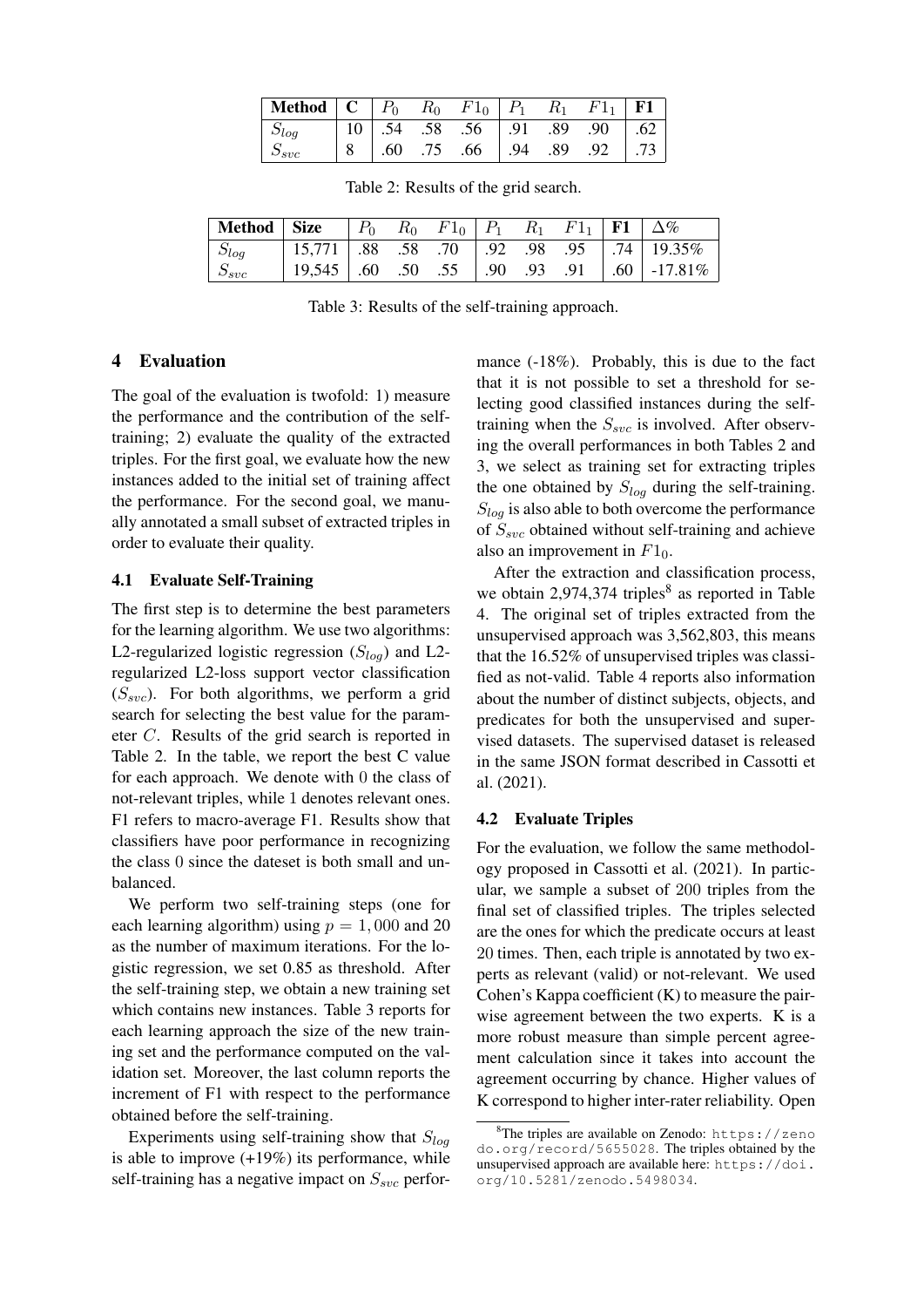| **Method** | **C** | $P_0$ | $R_0$ | $F1_0$ | $P_1$ | $R_1$ | $F1_1$ | **F1** |
|---|---|---|---|---|---|---|---|---|
| $S_{log}$ | 10 | .54 | .58 | .56 | .91 | .89 | .90 | .62 |
| $S_{svc}$ | 8 | .60 | .75 | .66 | .94 | .89 | .92 | .73 |

Table 2: Results of the grid search.

| **Method** | **Size** | $P_0$ | $R_0$ | $F1_0$ | $P_1$ | $R_1$ | $F1_1$ | **F1** | $\Delta\%$ |
|---|---|---|---|---|---|---|---|---|---|
| $S_{log}$ | 15,771 | .88 | .58 | .70 | .92 | .98 | .95 | .74 | 19.35% |
| $S_{svc}$ | 19,545 | .60 | .50 | .55 | .90 | .93 | .91 | .60 | -17.81% |

Table 3: Results of the self-training approach.

## 4 Evaluation

The goal of the evaluation is twofold: 1) measure the performance and the contribution of the self-training; 2) evaluate the quality of the extracted triples. For the first goal, we evaluate how the new instances added to the initial set of training affect the performance. For the second goal, we manually annotated a small subset of extracted triples in order to evaluate their quality.

### 4.1 Evaluate Self-Training

The first step is to determine the best parameters for the learning algorithm. We use two algorithms: L2-regularized logistic regression ($S_{log}$) and L2-regularized L2-loss support vector classification ($S_{svc}$). For both algorithms, we perform a grid search for selecting the best value for the parameter $C$. Results of the grid search is reported in Table 2. In the table, we report the best C value for each approach. We denote with 0 the class of not-relevant triples, while 1 denotes relevant ones. F1 refers to macro-average F1. Results show that classifiers have poor performance in recognizing the class 0 since the dateset is both small and unbalanced.

We perform two self-training steps (one for each learning algorithm) using $p = 1,000$ and 20 as the number of maximum iterations. For the logistic regression, we set 0.85 as threshold. After the self-training step, we obtain a new training set which contains new instances. Table 3 reports for each learning approach the size of the new training set and the performance computed on the validation set. Moreover, the last column reports the increment of F1 with respect to the performance obtained before the self-training.

Experiments using self-training show that $S_{log}$ is able to improve (+19%) its performance, while self-training has a negative impact on $S_{svc}$ performance (-18%). Probably, this is due to the fact that it is not possible to set a threshold for selecting good classified instances during the self-training when the $S_{svc}$ is involved. After observing the overall performances in both Tables 2 and 3, we select as training set for extracting triples the one obtained by $S_{log}$ during the self-training. $S_{log}$ is also able to both overcome the performance of $S_{svc}$ obtained without self-training and achieve also an improvement in $F1_0$.

After the extraction and classification process, we obtain 2,974,374 triples[8] as reported in Table 4. The original set of triples extracted from the unsupervised approach was 3,562,803, this means that the 16.52% of unsupervised triples was classified as not-valid. Table 4 reports also information about the number of distinct subjects, objects, and predicates for both the unsupervised and supervised datasets. The supervised dataset is released in the same JSON format described in Cassotti et al. (2021).

### 4.2 Evaluate Triples

For the evaluation, we follow the same methodology proposed in Cassotti et al. (2021). In particular, we sample a subset of 200 triples from the final set of classified triples. The triples selected are the ones for which the predicate occurs at least 20 times. Then, each triple is annotated by two experts as relevant (valid) or not-relevant. We used Cohen's Kappa coefficient (K) to measure the pairwise agreement between the two experts. K is a more robust measure than simple percent agreement calculation since it takes into account the agreement occurring by chance. Higher values of K correspond to higher inter-rater reliability. Open

[8]The triples are available on Zenodo: `https://zenodo.org/record/5655028`. The triples obtained by the unsupervised approach are available here: `https://doi.org/10.5281/zenodo.5498034`.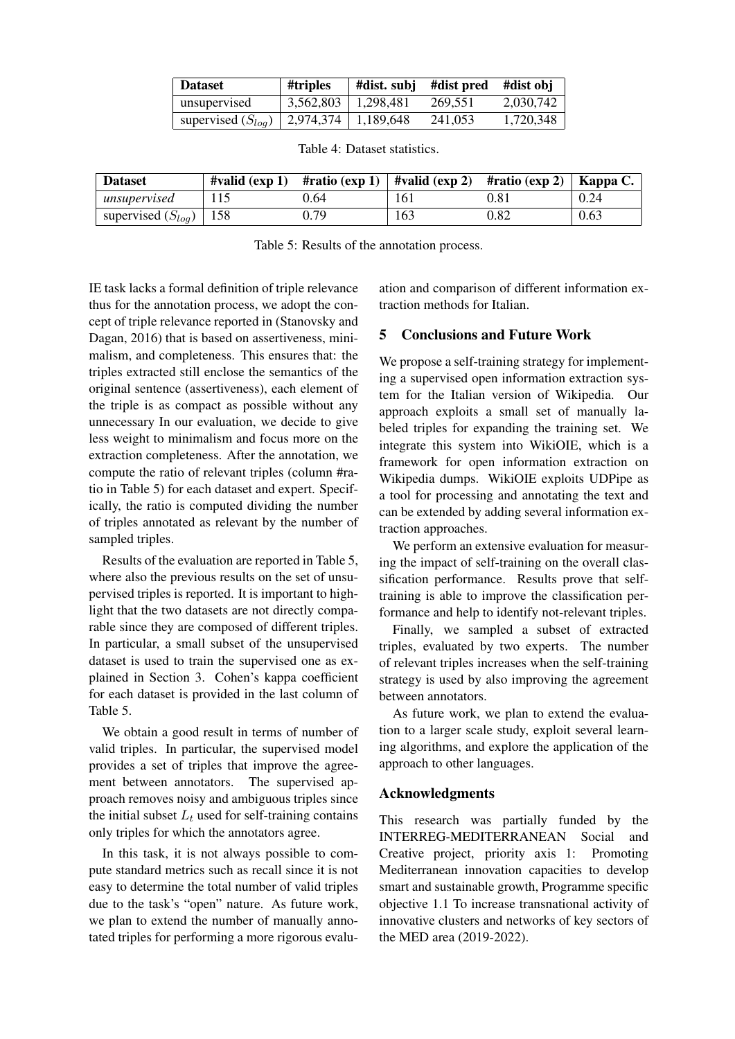| Dataset | #triples | #dist. subj | #dist pred | #dist obj |
|---|---|---|---|---|
| unsupervised | 3,562,803 | 1,298,481 | 269,551 | 2,030,742 |
| supervised ($S_{log}$) | 2,974,374 | 1,189,648 | 241,053 | 1,720,348 |

Table 4: Dataset statistics.

| Dataset | #valid (exp 1) | #ratio (exp 1) | #valid (exp 2) | #ratio (exp 2) | Kappa C. |
|---|---|---|---|---|---|
| *unsupervised* | 115 | 0.64 | 161 | 0.81 | 0.24 |
| supervised ($S_{log}$) | 158 | 0.79 | 163 | 0.82 | 0.63 |

Table 5: Results of the annotation process.

IE task lacks a formal definition of triple relevance thus for the annotation process, we adopt the concept of triple relevance reported in (Stanovsky and Dagan, 2016) that is based on assertiveness, minimalism, and completeness. This ensures that: the triples extracted still enclose the semantics of the original sentence (assertiveness), each element of the triple is as compact as possible without any unnecessary In our evaluation, we decide to give less weight to minimalism and focus more on the extraction completeness. After the annotation, we compute the ratio of relevant triples (column #ratio in Table 5) for each dataset and expert. Specifically, the ratio is computed dividing the number of triples annotated as relevant by the number of sampled triples.

Results of the evaluation are reported in Table 5, where also the previous results on the set of unsupervised triples is reported. It is important to highlight that the two datasets are not directly comparable since they are composed of different triples. In particular, a small subset of the unsupervised dataset is used to train the supervised one as explained in Section 3. Cohen's kappa coefficient for each dataset is provided in the last column of Table 5.

We obtain a good result in terms of number of valid triples. In particular, the supervised model provides a set of triples that improve the agreement between annotators. The supervised approach removes noisy and ambiguous triples since the initial subset $L_t$ used for self-training contains only triples for which the annotators agree.

In this task, it is not always possible to compute standard metrics such as recall since it is not easy to determine the total number of valid triples due to the task's "open" nature. As future work, we plan to extend the number of manually annotated triples for performing a more rigorous evaluation and comparison of different information extraction methods for Italian.

## 5 Conclusions and Future Work

We propose a self-training strategy for implementing a supervised open information extraction system for the Italian version of Wikipedia. Our approach exploits a small set of manually labeled triples for expanding the training set. We integrate this system into WikiOIE, which is a framework for open information extraction on Wikipedia dumps. WikiOIE exploits UDPipe as a tool for processing and annotating the text and can be extended by adding several information extraction approaches.

We perform an extensive evaluation for measuring the impact of self-training on the overall classification performance. Results prove that self-training is able to improve the classification performance and help to identify not-relevant triples.

Finally, we sampled a subset of extracted triples, evaluated by two experts. The number of relevant triples increases when the self-training strategy is used by also improving the agreement between annotators.

As future work, we plan to extend the evaluation to a larger scale study, exploit several learning algorithms, and explore the application of the approach to other languages.

## Acknowledgments

This research was partially funded by the INTERREG-MEDITERRANEAN Social and Creative project, priority axis 1: Promoting Mediterranean innovation capacities to develop smart and sustainable growth, Programme specific objective 1.1 To increase transnational activity of innovative clusters and networks of key sectors of the MED area (2019-2022).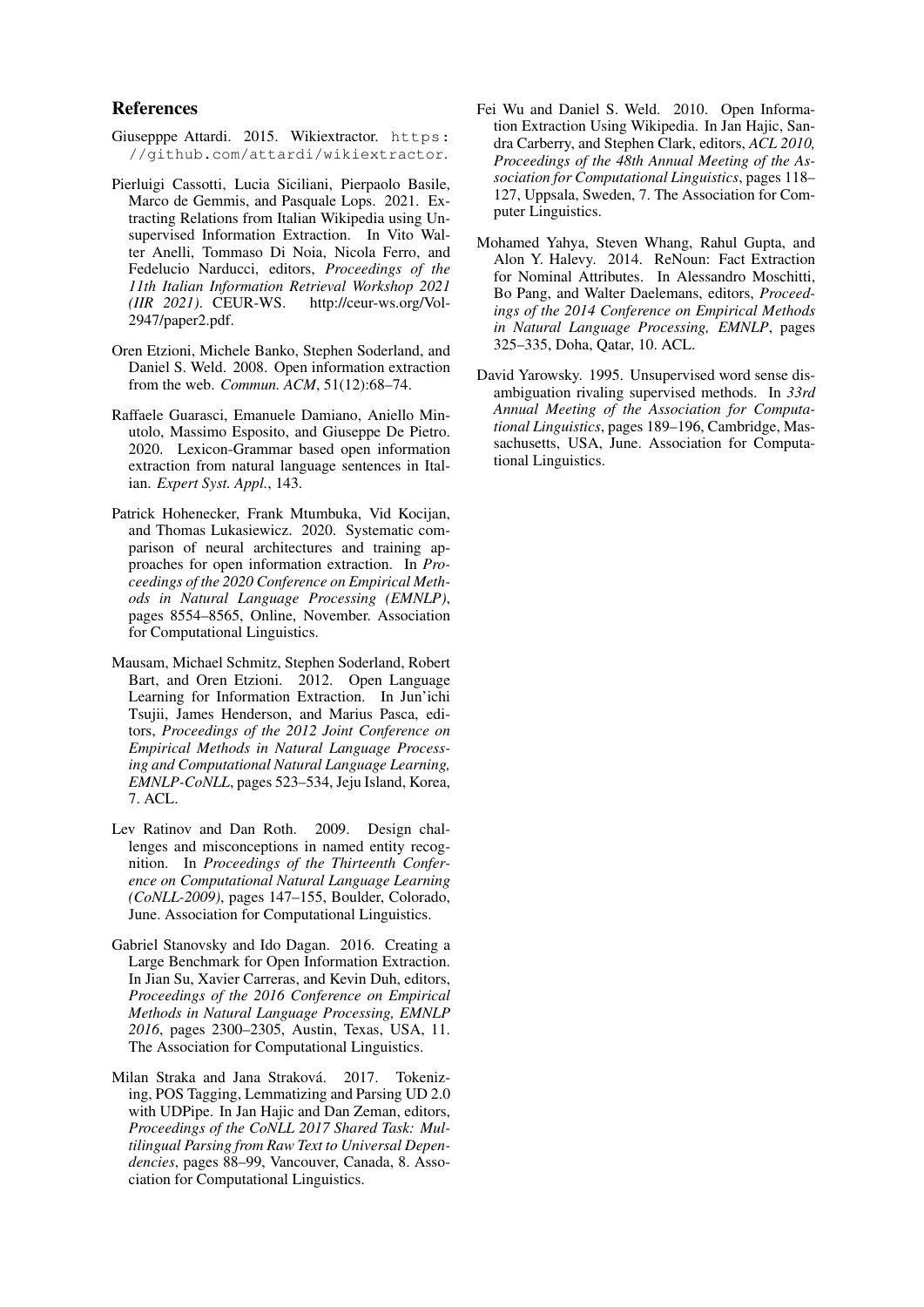## References

Giusepppe Attardi. 2015. Wikiextractor. `https://github.com/attardi/wikiextractor`.

Pierluigi Cassotti, Lucia Siciliani, Pierpaolo Basile, Marco de Gemmis, and Pasquale Lops. 2021. Extracting Relations from Italian Wikipedia using Unsupervised Information Extraction. In Vito Walter Anelli, Tommaso Di Noia, Nicola Ferro, and Fedelucio Narducci, editors, *Proceedings of the 11th Italian Information Retrieval Workshop 2021 (IIR 2021)*. CEUR-WS. http://ceur-ws.org/Vol-2947/paper2.pdf.

Oren Etzioni, Michele Banko, Stephen Soderland, and Daniel S. Weld. 2008. Open information extraction from the web. *Commun. ACM*, 51(12):68–74.

Raffaele Guarasci, Emanuele Damiano, Aniello Minutolo, Massimo Esposito, and Giuseppe De Pietro. 2020. Lexicon-Grammar based open information extraction from natural language sentences in Italian. *Expert Syst. Appl.*, 143.

Patrick Hohenecker, Frank Mtumbuka, Vid Kocijan, and Thomas Lukasiewicz. 2020. Systematic comparison of neural architectures and training approaches for open information extraction. In *Proceedings of the 2020 Conference on Empirical Methods in Natural Language Processing (EMNLP)*, pages 8554–8565, Online, November. Association for Computational Linguistics.

Mausam, Michael Schmitz, Stephen Soderland, Robert Bart, and Oren Etzioni. 2012. Open Language Learning for Information Extraction. In Jun'ichi Tsujii, James Henderson, and Marius Pasca, editors, *Proceedings of the 2012 Joint Conference on Empirical Methods in Natural Language Processing and Computational Natural Language Learning, EMNLP-CoNLL*, pages 523–534, Jeju Island, Korea, 7. ACL.

Lev Ratinov and Dan Roth. 2009. Design challenges and misconceptions in named entity recognition. In *Proceedings of the Thirteenth Conference on Computational Natural Language Learning (CoNLL-2009)*, pages 147–155, Boulder, Colorado, June. Association for Computational Linguistics.

Gabriel Stanovsky and Ido Dagan. 2016. Creating a Large Benchmark for Open Information Extraction. In Jian Su, Xavier Carreras, and Kevin Duh, editors, *Proceedings of the 2016 Conference on Empirical Methods in Natural Language Processing, EMNLP 2016*, pages 2300–2305, Austin, Texas, USA, 11. The Association for Computational Linguistics.

Milan Straka and Jana Straková. 2017. Tokenizing, POS Tagging, Lemmatizing and Parsing UD 2.0 with UDPipe. In Jan Hajic and Dan Zeman, editors, *Proceedings of the CoNLL 2017 Shared Task: Multilingual Parsing from Raw Text to Universal Dependencies*, pages 88–99, Vancouver, Canada, 8. Association for Computational Linguistics.

Fei Wu and Daniel S. Weld. 2010. Open Information Extraction Using Wikipedia. In Jan Hajic, Sandra Carberry, and Stephen Clark, editors, *ACL 2010, Proceedings of the 48th Annual Meeting of the Association for Computational Linguistics*, pages 118–127, Uppsala, Sweden, 7. The Association for Computer Linguistics.

Mohamed Yahya, Steven Whang, Rahul Gupta, and Alon Y. Halevy. 2014. ReNoun: Fact Extraction for Nominal Attributes. In Alessandro Moschitti, Bo Pang, and Walter Daelemans, editors, *Proceedings of the 2014 Conference on Empirical Methods in Natural Language Processing, EMNLP*, pages 325–335, Doha, Qatar, 10. ACL.

David Yarowsky. 1995. Unsupervised word sense disambiguation rivaling supervised methods. In *33rd Annual Meeting of the Association for Computational Linguistics*, pages 189–196, Cambridge, Massachusetts, USA, June. Association for Computational Linguistics.